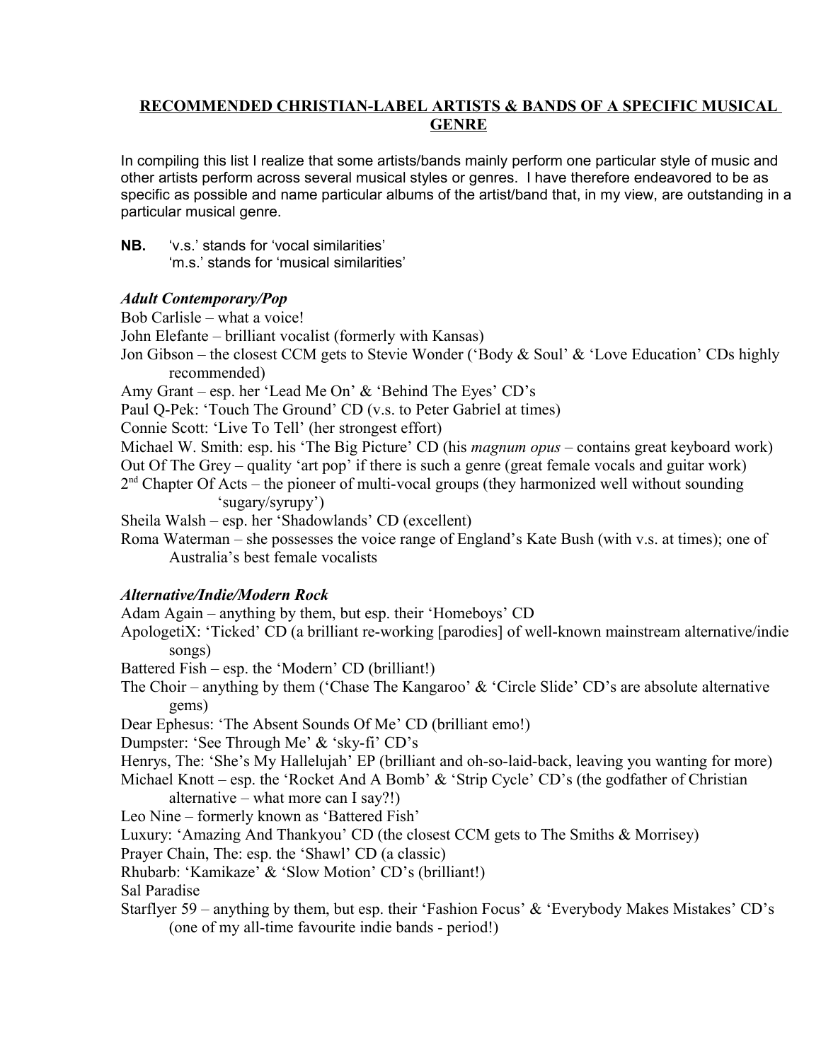## RECOMMENDED CHRISTIAN-LABEL ARTISTS & BANDS OF A SPECIFIC MUSICAL GENRE

In compiling this list I realize that some artists/bands mainly perform one particular style of music and other artists perform across several musical styles or genres. I have therefore endeavored to be as specific as possible and name particular albums of the artist/band that, in my view, are outstanding in a particular musical genre.

**NB.** 'v.s.' stands for 'vocal similarities'
'm.s.' stands for 'musical similarities'

### *Adult Contemporary/Pop*

Bob Carlisle – what a voice!
John Elefante – brilliant vocalist (formerly with Kansas)
Jon Gibson – the closest CCM gets to Stevie Wonder ('Body & Soul' & 'Love Education' CDs highly recommended)
Amy Grant – esp. her 'Lead Me On' & 'Behind The Eyes' CD's
Paul Q-Pek: 'Touch The Ground' CD (v.s. to Peter Gabriel at times)
Connie Scott: 'Live To Tell' (her strongest effort)
Michael W. Smith: esp. his 'The Big Picture' CD (his *magnum opus* – contains great keyboard work)
Out Of The Grey – quality 'art pop' if there is such a genre (great female vocals and guitar work)
2nd Chapter Of Acts – the pioneer of multi-vocal groups (they harmonized well without sounding 'sugary/syrupy')
Sheila Walsh – esp. her 'Shadowlands' CD (excellent)
Roma Waterman – she possesses the voice range of England's Kate Bush (with v.s. at times); one of Australia's best female vocalists

### *Alternative/Indie/Modern Rock*

Adam Again – anything by them, but esp. their 'Homeboys' CD
ApologetiX: 'Ticked' CD (a brilliant re-working [parodies] of well-known mainstream alternative/indie songs)
Battered Fish – esp. the 'Modern' CD (brilliant!)
The Choir – anything by them ('Chase The Kangaroo' & 'Circle Slide' CD's are absolute alternative gems)
Dear Ephesus: 'The Absent Sounds Of Me' CD (brilliant emo!)
Dumpster: 'See Through Me' & 'sky-fi' CD's
Henrys, The: 'She's My Hallelujah' EP (brilliant and oh-so-laid-back, leaving you wanting for more)
Michael Knott – esp. the 'Rocket And A Bomb' & 'Strip Cycle' CD's (the godfather of Christian alternative – what more can I say?!)
Leo Nine – formerly known as 'Battered Fish'
Luxury: 'Amazing And Thankyou' CD (the closest CCM gets to The Smiths & Morrisey)
Prayer Chain, The: esp. the 'Shawl' CD (a classic)
Rhubarb: 'Kamikaze' & 'Slow Motion' CD's (brilliant!)
Sal Paradise
Starflyer 59 – anything by them, but esp. their 'Fashion Focus' & 'Everybody Makes Mistakes' CD's (one of my all-time favourite indie bands - period!)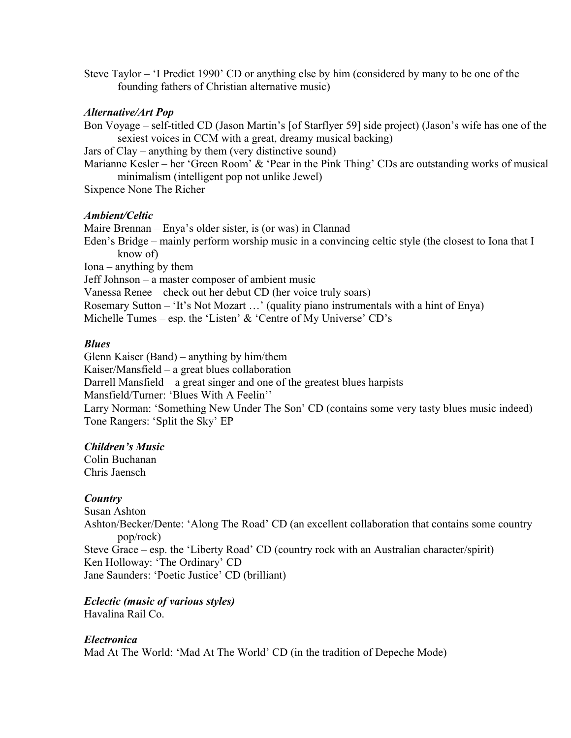Steve Taylor – 'I Predict 1990' CD or anything else by him (considered by many to be one of the founding fathers of Christian alternative music)

***Alternative/Art Pop***

Bon Voyage – self-titled CD (Jason Martin's [of Starflyer 59] side project) (Jason's wife has one of the sexiest voices in CCM with a great, dreamy musical backing)
Jars of Clay – anything by them (very distinctive sound)
Marianne Kesler – her 'Green Room' & 'Pear in the Pink Thing' CDs are outstanding works of musical minimalism (intelligent pop not unlike Jewel)
Sixpence None The Richer

***Ambient/Celtic***

Maire Brennan – Enya's older sister, is (or was) in Clannad
Eden's Bridge – mainly perform worship music in a convincing celtic style (the closest to Iona that I know of)
Iona – anything by them
Jeff Johnson – a master composer of ambient music
Vanessa Renee – check out her debut CD (her voice truly soars)
Rosemary Sutton – 'It's Not Mozart …' (quality piano instrumentals with a hint of Enya)
Michelle Tumes – esp. the 'Listen' & 'Centre of My Universe' CD's

***Blues***

Glenn Kaiser (Band) – anything by him/them
Kaiser/Mansfield – a great blues collaboration
Darrell Mansfield – a great singer and one of the greatest blues harpists
Mansfield/Turner: 'Blues With A Feelin''
Larry Norman: 'Something New Under The Son' CD (contains some very tasty blues music indeed)
Tone Rangers: 'Split the Sky' EP

***Children's Music***

Colin Buchanan
Chris Jaensch

***Country***

Susan Ashton
Ashton/Becker/Dente: 'Along The Road' CD (an excellent collaboration that contains some country pop/rock)
Steve Grace – esp. the 'Liberty Road' CD (country rock with an Australian character/spirit)
Ken Holloway: 'The Ordinary' CD
Jane Saunders: 'Poetic Justice' CD (brilliant)

***Eclectic (music of various styles)***

Havalina Rail Co.

***Electronica***

Mad At The World: 'Mad At The World' CD (in the tradition of Depeche Mode)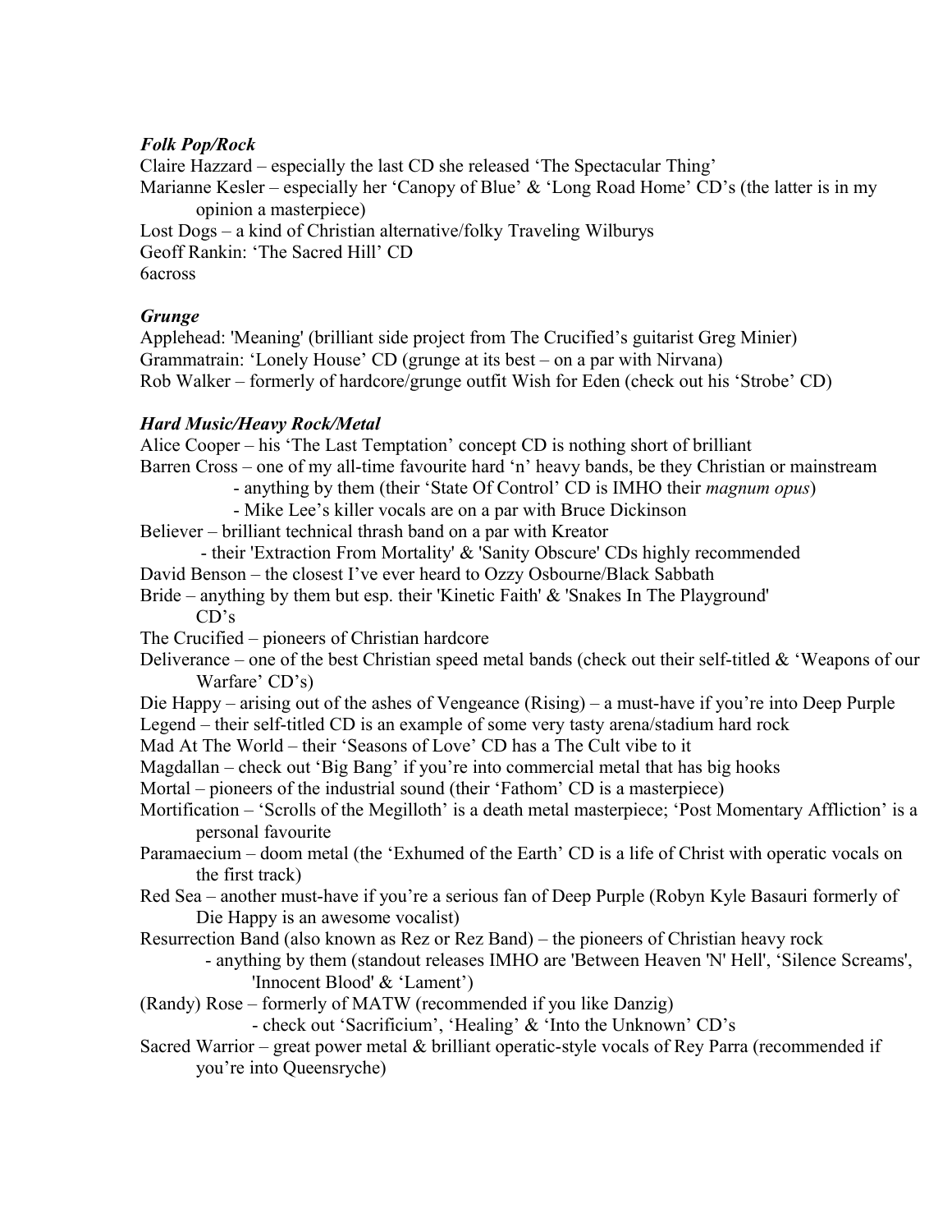### *Folk Pop/Rock*

Claire Hazzard – especially the last CD she released 'The Spectacular Thing'
Marianne Kesler – especially her 'Canopy of Blue' & 'Long Road Home' CD's (the latter is in my opinion a masterpiece)
Lost Dogs – a kind of Christian alternative/folky Traveling Wilburys
Geoff Rankin: 'The Sacred Hill' CD
6across

### *Grunge*

Applehead: 'Meaning' (brilliant side project from The Crucified's guitarist Greg Minier)
Grammatrain: 'Lonely House' CD (grunge at its best – on a par with Nirvana)
Rob Walker – formerly of hardcore/grunge outfit Wish for Eden (check out his 'Strobe' CD)

### *Hard Music/Heavy Rock/Metal*

Alice Cooper – his 'The Last Temptation' concept CD is nothing short of brilliant
Barren Cross – one of my all-time favourite hard 'n' heavy bands, be they Christian or mainstream
- anything by them (their 'State Of Control' CD is IMHO their *magnum opus*)
- Mike Lee's killer vocals are on a par with Bruce Dickinson

Believer – brilliant technical thrash band on a par with Kreator
- their 'Extraction From Mortality' & 'Sanity Obscure' CDs highly recommended

David Benson – the closest I've ever heard to Ozzy Osbourne/Black Sabbath
Bride – anything by them but esp. their 'Kinetic Faith' & 'Snakes In The Playground' CD's
The Crucified – pioneers of Christian hardcore
Deliverance – one of the best Christian speed metal bands (check out their self-titled & 'Weapons of our Warfare' CD's)
Die Happy – arising out of the ashes of Vengeance (Rising) – a must-have if you're into Deep Purple
Legend – their self-titled CD is an example of some very tasty arena/stadium hard rock
Mad At The World – their 'Seasons of Love' CD has a The Cult vibe to it
Magdallan – check out 'Big Bang' if you're into commercial metal that has big hooks
Mortal – pioneers of the industrial sound (their 'Fathom' CD is a masterpiece)
Mortification – 'Scrolls of the Megilloth' is a death metal masterpiece; 'Post Momentary Affliction' is a personal favourite
Paramaecium – doom metal (the 'Exhumed of the Earth' CD is a life of Christ with operatic vocals on the first track)
Red Sea – another must-have if you're a serious fan of Deep Purple (Robyn Kyle Basauri formerly of Die Happy is an awesome vocalist)
Resurrection Band (also known as Rez or Rez Band) – the pioneers of Christian heavy rock
- anything by them (standout releases IMHO are 'Between Heaven 'N' Hell', 'Silence Screams', 'Innocent Blood' & 'Lament')

(Randy) Rose – formerly of MATW (recommended if you like Danzig)
- check out 'Sacrificium', 'Healing' & 'Into the Unknown' CD's

Sacred Warrior – great power metal & brilliant operatic-style vocals of Rey Parra (recommended if you're into Queensryche)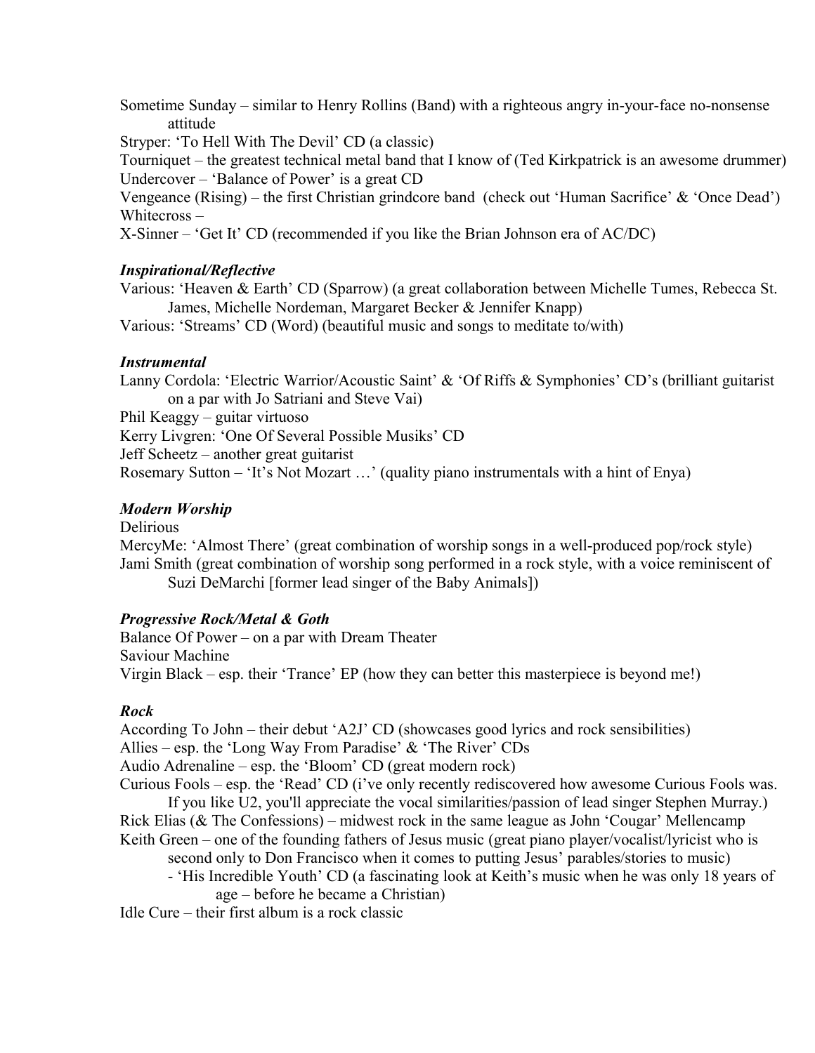Sometime Sunday – similar to Henry Rollins (Band) with a righteous angry in-your-face no-nonsense attitude

Stryper: 'To Hell With The Devil' CD (a classic)

Tourniquet – the greatest technical metal band that I know of (Ted Kirkpatrick is an awesome drummer)

Undercover – 'Balance of Power' is a great CD

Vengeance (Rising) – the first Christian grindcore band (check out 'Human Sacrifice' & 'Once Dead')

Whitecross –

X-Sinner – 'Get It' CD (recommended if you like the Brian Johnson era of AC/DC)

***Inspirational/Reflective***

Various: 'Heaven & Earth' CD (Sparrow) (a great collaboration between Michelle Tumes, Rebecca St. James, Michelle Nordeman, Margaret Becker & Jennifer Knapp)

Various: 'Streams' CD (Word) (beautiful music and songs to meditate to/with)

***Instrumental***

Lanny Cordola: 'Electric Warrior/Acoustic Saint' & 'Of Riffs & Symphonies' CD's (brilliant guitarist on a par with Jo Satriani and Steve Vai)

Phil Keaggy – guitar virtuoso

Kerry Livgren: 'One Of Several Possible Musiks' CD

Jeff Scheetz – another great guitarist

Rosemary Sutton – 'It's Not Mozart …' (quality piano instrumentals with a hint of Enya)

***Modern Worship***

Delirious

MercyMe: 'Almost There' (great combination of worship songs in a well-produced pop/rock style)

Jami Smith (great combination of worship song performed in a rock style, with a voice reminiscent of Suzi DeMarchi [former lead singer of the Baby Animals])

***Progressive Rock/Metal & Goth***

Balance Of Power – on a par with Dream Theater

Saviour Machine

Virgin Black – esp. their 'Trance' EP (how they can better this masterpiece is beyond me!)

***Rock***

According To John – their debut 'A2J' CD (showcases good lyrics and rock sensibilities)

Allies – esp. the 'Long Way From Paradise' & 'The River' CDs

Audio Adrenaline – esp. the 'Bloom' CD (great modern rock)

Curious Fools – esp. the 'Read' CD (i've only recently rediscovered how awesome Curious Fools was. If you like U2, you'll appreciate the vocal similarities/passion of lead singer Stephen Murray.)

Rick Elias (& The Confessions) – midwest rock in the same league as John 'Cougar' Mellencamp

Keith Green – one of the founding fathers of Jesus music (great piano player/vocalist/lyricist who is second only to Don Francisco when it comes to putting Jesus' parables/stories to music)

- 'His Incredible Youth' CD (a fascinating look at Keith's music when he was only 18 years of age – before he became a Christian)

Idle Cure – their first album is a rock classic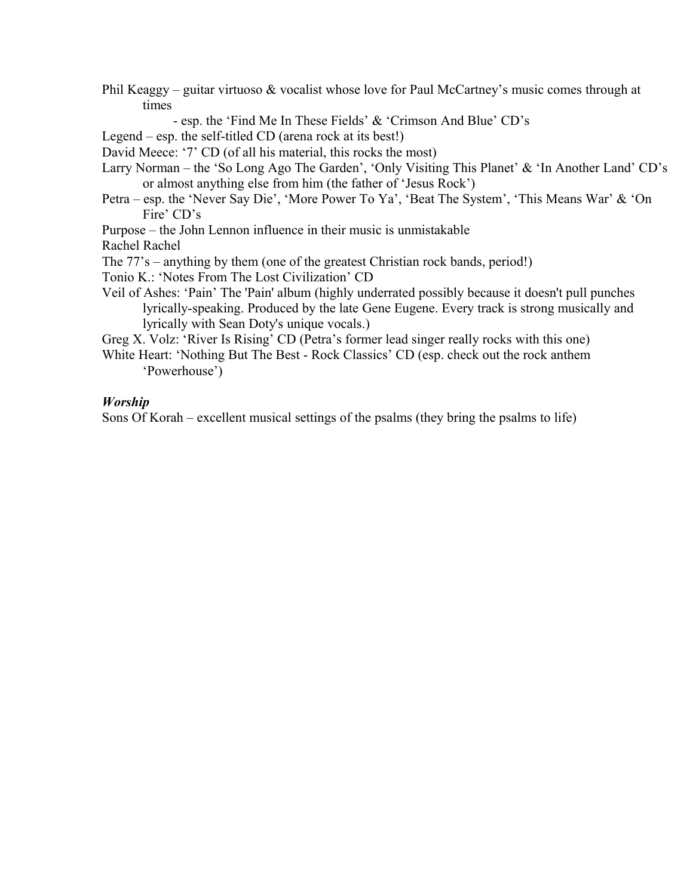Phil Keaggy – guitar virtuoso & vocalist whose love for Paul McCartney's music comes through at times
  - esp. the 'Find Me In These Fields' & 'Crimson And Blue' CD's

Legend – esp. the self-titled CD (arena rock at its best!)

David Meece: '7' CD (of all his material, this rocks the most)

Larry Norman – the 'So Long Ago The Garden', 'Only Visiting This Planet' & 'In Another Land' CD's or almost anything else from him (the father of 'Jesus Rock')

Petra – esp. the 'Never Say Die', 'More Power To Ya', 'Beat The System', 'This Means War' & 'On Fire' CD's

Purpose – the John Lennon influence in their music is unmistakable

Rachel Rachel

The 77's – anything by them (one of the greatest Christian rock bands, period!)

Tonio K.: 'Notes From The Lost Civilization' CD

Veil of Ashes: 'Pain' The 'Pain' album (highly underrated possibly because it doesn't pull punches lyrically-speaking. Produced by the late Gene Eugene. Every track is strong musically and lyrically with Sean Doty's unique vocals.)

Greg X. Volz: 'River Is Rising' CD (Petra's former lead singer really rocks with this one)

White Heart: 'Nothing But The Best - Rock Classics' CD (esp. check out the rock anthem 'Powerhouse')

***Worship***

Sons Of Korah – excellent musical settings of the psalms (they bring the psalms to life)